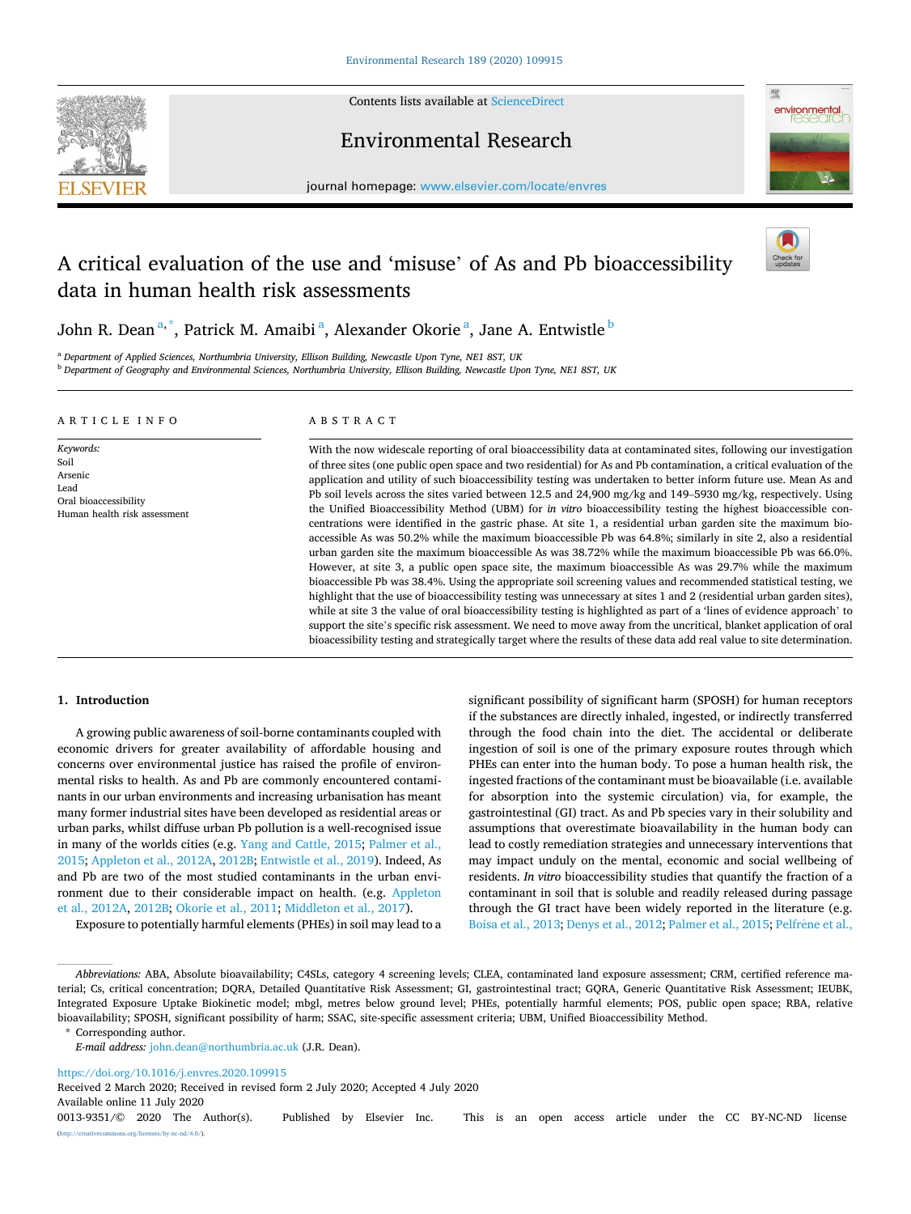# A critical evaluation of the use and 'misuse' of As and Pb bioaccessibility data in human health risk assessments

John R. Dean[a,*], Patrick M. Amaibi[a], Alexander Okorie[a], Jane A. Entwistle[b]

[a] Department of Applied Sciences, Northumbria University, Ellison Building, Newcastle Upon Tyne, NE1 8ST, UK

[b] Department of Geography and Environmental Sciences, Northumbria University, Ellison Building, Newcastle Upon Tyne, NE1 8ST, UK

## ARTICLE INFO

*Keywords:*
Soil
Arsenic
Lead
Oral bioaccessibility
Human health risk assessment

## ABSTRACT

With the now widescale reporting of oral bioaccessibility data at contaminated sites, following our investigation of three sites (one public open space and two residential) for As and Pb contamination, a critical evaluation of the application and utility of such bioaccessibility testing was undertaken to better inform future use. Mean As and Pb soil levels across the sites varied between 12.5 and 24,900 mg/kg and 149–5930 mg/kg, respectively. Using the Unified Bioaccessibility Method (UBM) for *in vitro* bioaccessibility testing the highest bioaccessible concentrations were identified in the gastric phase. At site 1, a residential urban garden site the maximum bioaccessible As was 50.2% while the maximum bioaccessible Pb was 64.8%; similarly in site 2, also a residential urban garden site the maximum bioaccessible As was 38.72% while the maximum bioaccessible Pb was 66.0%. However, at site 3, a public open space site, the maximum bioaccessible As was 29.7% while the maximum bioaccessible Pb was 38.4%. Using the appropriate soil screening values and recommended statistical testing, we highlight that the use of bioaccessibility testing was unnecessary at sites 1 and 2 (residential urban garden sites), while at site 3 the value of oral bioaccessibility testing is highlighted as part of a 'lines of evidence approach' to support the site's specific risk assessment. We need to move away from the uncritical, blanket application of oral bioaccessibility testing and strategically target where the results of these data add real value to site determination.

## 1. Introduction

A growing public awareness of soil-borne contaminants coupled with economic drivers for greater availability of affordable housing and concerns over environmental justice has raised the profile of environmental risks to health. As and Pb are commonly encountered contaminants in our urban environments and increasing urbanisation has meant many former industrial sites have been developed as residential areas or urban parks, whilst diffuse urban Pb pollution is a well-recognised issue in many of the worlds cities (e.g. Yang and Cattle, 2015; Palmer et al., 2015; Appleton et al., 2012A, 2012B; Entwistle et al., 2019). Indeed, As and Pb are two of the most studied contaminants in the urban environment due to their considerable impact on health. (e.g. Appleton et al., 2012A, 2012B; Okorie et al., 2011; Middleton et al., 2017).

Exposure to potentially harmful elements (PHEs) in soil may lead to a significant possibility of significant harm (SPOSH) for human receptors if the substances are directly inhaled, ingested, or indirectly transferred through the food chain into the diet. The accidental or deliberate ingestion of soil is one of the primary exposure routes through which PHEs can enter into the human body. To pose a human health risk, the ingested fractions of the contaminant must be bioavailable (i.e. available for absorption into the systemic circulation) via, for example, the gastrointestinal (GI) tract. As and Pb species vary in their solubility and assumptions that overestimate bioavailability in the human body can lead to costly remediation strategies and unnecessary interventions that may impact unduly on the mental, economic and social wellbeing of residents. *In vitro* bioaccessibility studies that quantify the fraction of a contaminant in soil that is soluble and readily released during passage through the GI tract have been widely reported in the literature (e.g. Boisa et al., 2013; Denys et al., 2012; Palmer et al., 2015; Pelfrêne et al.,

---

*Abbreviations:* ABA, Absolute bioavailability; C4SLs, category 4 screening levels; CLEA, contaminated land exposure assessment; CRM, certified reference material; Cs, critical concentration; DQRA, Detailed Quantitative Risk Assessment; GI, gastrointestinal tract; GQRA, Generic Quantitative Risk Assessment; IEUBK, Integrated Exposure Uptake Biokinetic model; mbgl, metres below ground level; PHEs, potentially harmful elements; POS, public open space; RBA, relative bioavailability; SPOSH, significant possibility of harm; SSAC, site-specific assessment criteria; UBM, Unified Bioaccessibility Method.

\* Corresponding author.

*E-mail address:* john.dean@northumbria.ac.uk (J.R. Dean).

https://doi.org/10.1016/j.envres.2020.109915

Received 2 March 2020; Received in revised form 2 July 2020; Accepted 4 July 2020

Available online 11 July 2020

0013-9351/© 2020 The Author(s). Published by Elsevier Inc. This is an open access article under the CC BY-NC-ND license (http://creativecommons.org/licenses/by-nc-nd/4.0/).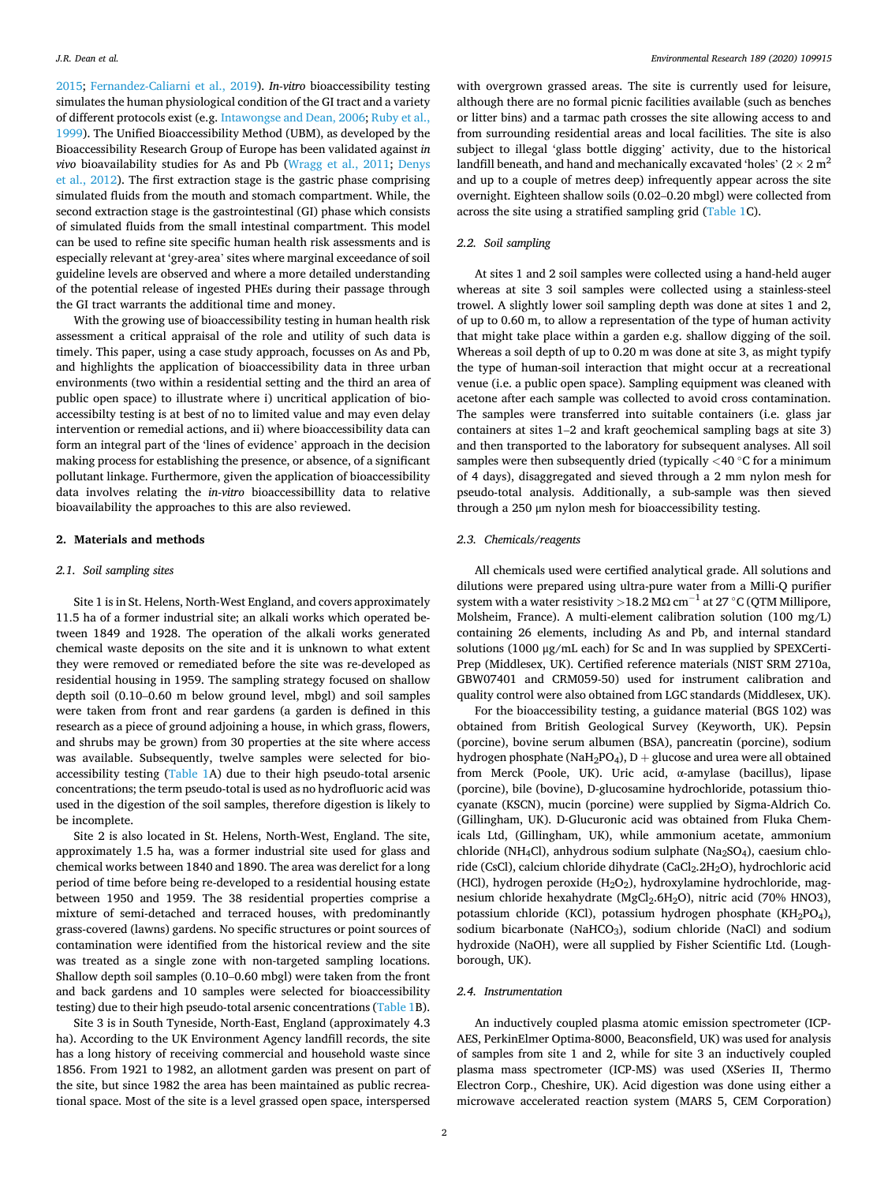2015; Fernandez-Caliarni et al., 2019). *In-vitro* bioaccessibility testing simulates the human physiological condition of the GI tract and a variety of different protocols exist (e.g. Intawongse and Dean, 2006; Ruby et al., 1999). The Unified Bioaccessibility Method (UBM), as developed by the Bioaccessibility Research Group of Europe has been validated against *in vivo* bioavailability studies for As and Pb (Wragg et al., 2011; Denys et al., 2012). The first extraction stage is the gastric phase comprising simulated fluids from the mouth and stomach compartment. While, the second extraction stage is the gastrointestinal (GI) phase which consists of simulated fluids from the small intestinal compartment. This model can be used to refine site specific human health risk assessments and is especially relevant at 'grey-area' sites where marginal exceedance of soil guideline levels are observed and where a more detailed understanding of the potential release of ingested PHEs during their passage through the GI tract warrants the additional time and money.

With the growing use of bioaccessibility testing in human health risk assessment a critical appraisal of the role and utility of such data is timely. This paper, using a case study approach, focusses on As and Pb, and highlights the application of bioaccessibility data in three urban environments (two within a residential setting and the third an area of public open space) to illustrate where i) uncritical application of bioaccessibilty testing is at best of no to limited value and may even delay intervention or remedial actions, and ii) where bioaccessibility data can form an integral part of the 'lines of evidence' approach in the decision making process for establishing the presence, or absence, of a significant pollutant linkage. Furthermore, given the application of bioaccessibility data involves relating the *in-vitro* bioaccessibillity data to relative bioavailability the approaches to this are also reviewed.

## 2. Materials and methods

### 2.1. Soil sampling sites

Site 1 is in St. Helens, North-West England, and covers approximately 11.5 ha of a former industrial site; an alkali works which operated between 1849 and 1928. The operation of the alkali works generated chemical waste deposits on the site and it is unknown to what extent they were removed or remediated before the site was re-developed as residential housing in 1959. The sampling strategy focused on shallow depth soil (0.10–0.60 m below ground level, mbgl) and soil samples were taken from front and rear gardens (a garden is defined in this research as a piece of ground adjoining a house, in which grass, flowers, and shrubs may be grown) from 30 properties at the site where access was available. Subsequently, twelve samples were selected for bioaccessibility testing (Table 1A) due to their high pseudo-total arsenic concentrations; the term pseudo-total is used as no hydrofluoric acid was used in the digestion of the soil samples, therefore digestion is likely to be incomplete.

Site 2 is also located in St. Helens, North-West, England. The site, approximately 1.5 ha, was a former industrial site used for glass and chemical works between 1840 and 1890. The area was derelict for a long period of time before being re-developed to a residential housing estate between 1950 and 1959. The 38 residential properties comprise a mixture of semi-detached and terraced houses, with predominantly grass-covered (lawns) gardens. No specific structures or point sources of contamination were identified from the historical review and the site was treated as a single zone with non-targeted sampling locations. Shallow depth soil samples (0.10–0.60 mbgl) were taken from the front and back gardens and 10 samples were selected for bioaccessibility testing) due to their high pseudo-total arsenic concentrations (Table 1B).

Site 3 is in South Tyneside, North-East, England (approximately 4.3 ha). According to the UK Environment Agency landfill records, the site has a long history of receiving commercial and household waste since 1856. From 1921 to 1982, an allotment garden was present on part of the site, but since 1982 the area has been maintained as public recreational space. Most of the site area is a level grassed open space, interspersed with overgrown grassed areas. The site is currently used for leisure, although there are no formal picnic facilities available (such as benches or litter bins) and a tarmac path crosses the site allowing access to and from surrounding residential areas and local facilities. The site is also subject to illegal 'glass bottle digging' activity, due to the historical landfill beneath, and hand and mechanically excavated 'holes' ($2 \times 2\ m^2$ and up to a couple of metres deep) infrequently appear across the site overnight. Eighteen shallow soils (0.02–0.20 mbgl) were collected from across the site using a stratified sampling grid (Table 1C).

### 2.2. Soil sampling

At sites 1 and 2 soil samples were collected using a hand-held auger whereas at site 3 soil samples were collected using a stainless-steel trowel. A slightly lower soil sampling depth was done at sites 1 and 2, of up to 0.60 m, to allow a representation of the type of human activity that might take place within a garden e.g. shallow digging of the soil. Whereas a soil depth of up to 0.20 m was done at site 3, as might typify the type of human-soil interaction that might occur at a recreational venue (i.e. a public open space). Sampling equipment was cleaned with acetone after each sample was collected to avoid cross contamination. The samples were transferred into suitable containers (i.e. glass jar containers at sites 1–2 and kraft geochemical sampling bags at site 3) and then transported to the laboratory for subsequent analyses. All soil samples were then subsequently dried (typically <40 °C for a minimum of 4 days), disaggregated and sieved through a 2 mm nylon mesh for pseudo-total analysis. Additionally, a sub-sample was then sieved through a 250 μm nylon mesh for bioaccessibility testing.

### 2.3. Chemicals/reagents

All chemicals used were certified analytical grade. All solutions and dilutions were prepared using ultra-pure water from a Milli-Q purifier system with a water resistivity $>18.2\ M\Omega\ cm^{-1}$ at 27 °C (QTM Millipore, Molsheim, France). A multi-element calibration solution (100 mg/L) containing 26 elements, including As and Pb, and internal standard solutions (1000 μg/mL each) for Sc and In was supplied by SPEXCerti-Prep (Middlesex, UK). Certified reference materials (NIST SRM 2710a, GBW07401 and CRM059-50) used for instrument calibration and quality control were also obtained from LGC standards (Middlesex, UK).

For the bioaccessibility testing, a guidance material (BGS 102) was obtained from British Geological Survey (Keyworth, UK). Pepsin (porcine), bovine serum albumen (BSA), pancreatin (porcine), sodium hydrogen phosphate ($NaH_2PO_4$), D + glucose and urea were all obtained from Merck (Poole, UK). Uric acid, α-amylase (bacillus), lipase (porcine), bile (bovine), D-glucosamine hydrochloride, potassium thiocyanate (KSCN), mucin (porcine) were supplied by Sigma-Aldrich Co. (Gillingham, UK). D-Glucuronic acid was obtained from Fluka Chemicals Ltd, (Gillingham, UK), while ammonium acetate, ammonium chloride ($NH_4Cl$), anhydrous sodium sulphate ($Na_2SO_4$), caesium chloride (CsCl), calcium chloride dihydrate ($CaCl_2.2H_2O$), hydrochloric acid (HCl), hydrogen peroxide ($H_2O_2$), hydroxylamine hydrochloride, magnesium chloride hexahydrate ($MgCl_2.6H_2O$), nitric acid (70% HNO3), potassium chloride (KCl), potassium hydrogen phosphate ($KH_2PO_4$), sodium bicarbonate ($NaHCO_3$), sodium chloride (NaCl) and sodium hydroxide (NaOH), were all supplied by Fisher Scientific Ltd. (Loughborough, UK).

### 2.4. Instrumentation

An inductively coupled plasma atomic emission spectrometer (ICP-AES, PerkinElmer Optima-8000, Beaconsfield, UK) was used for analysis of samples from site 1 and 2, while for site 3 an inductively coupled plasma mass spectrometer (ICP-MS) was used (XSeries II, Thermo Electron Corp., Cheshire, UK). Acid digestion was done using either a microwave accelerated reaction system (MARS 5, CEM Corporation)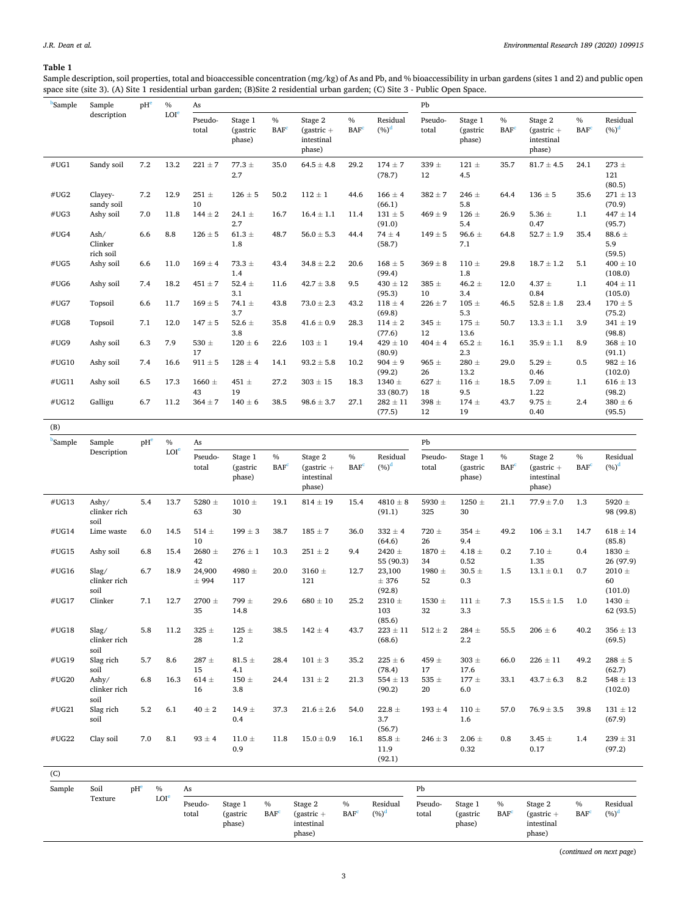**Table 1**

Sample description, soil properties, total and bioaccessible concentration (mg/kg) of As and Pb, and % bioaccessibility in urban gardens (sites 1 and 2) and public open space site (site 3). (A) Site 1 residential urban garden; (B)Site 2 residential urban garden; (C) Site 3 - Public Open Space.

| [b]Sample | Sample description | pH[e] | % LOI[e] | As | | | | | | Pb | | | | | |
|---|---|---|---|---|---|---|---|---|---|---|---|---|---|---|---|
| | | | | Pseudo-total | Stage 1 (gastric phase) | % BAF[c] | Stage 2 (gastric + intestinal phase) | % BAF[c] | Residual (%)[d] | Pseudo-total | Stage 1 (gastric phase) | % BAF[c] | Stage 2 (gastric + intestinal phase) | % BAF[c] | Residual (%)[d] |
| #UG1 | Sandy soil | 7.2 | 13.2 | 221 ± 7 | 77.3 ± 2.7 | 35.0 | 64.5 ± 4.8 | 29.2 | 174 ± 7 (78.7) | 339 ± 12 | 121 ± 4.5 | 35.7 | 81.7 ± 4.5 | 24.1 | 273 ± 121 (80.5) |
| #UG2 | Clayey-sandy soil | 7.2 | 12.9 | 251 ± 10 | 126 ± 5 | 50.2 | 112 ± 1 | 44.6 | 166 ± 4 (66.1) | 382 ± 7 | 246 ± 5.8 | 64.4 | 136 ± 5 | 35.6 | 271 ± 13 (70.9) |
| #UG3 | Ashy soil | 7.0 | 11.8 | 144 ± 2 | 24.1 ± 2.7 | 16.7 | 16.4 ± 1.1 | 11.4 | 131 ± 5 (91.0) | 469 ± 9 | 126 ± 5.4 | 26.9 | 5.36 ± 0.47 | 1.1 | 447 ± 14 (95.7) |
| #UG4 | Ash/ Clinker rich soil | 6.6 | 8.8 | 126 ± 5 | 61.3 ± 1.8 | 48.7 | 56.0 ± 5.3 | 44.4 | 74 ± 4 (58.7) | 149 ± 5 | 96.6 ± 7.1 | 64.8 | 52.7 ± 1.9 | 35.4 | 88.6 ± 5.9 (59.5) |
| #UG5 | Ashy soil | 6.6 | 11.0 | 169 ± 4 | 73.3 ± 1.4 | 43.4 | 34.8 ± 2.2 | 20.6 | 168 ± 5 (99.4) | 369 ± 8 | 110 ± 1.8 | 29.8 | 18.7 ± 1.2 | 5.1 | 400 ± 10 (108.0) |
| #UG6 | Ashy soil | 7.4 | 18.2 | 451 ± 7 | 52.4 ± 3.1 | 11.6 | 42.7 ± 3.8 | 9.5 | 430 ± 12 (95.3) | 385 ± 10 | 46.2 ± 3.4 | 12.0 | 4.37 ± 0.84 | 1.1 | 404 ± 11 (105.0) |
| #UG7 | Topsoil | 6.6 | 11.7 | 169 ± 5 | 74.1 ± 3.7 | 43.8 | 73.0 ± 2.3 | 43.2 | 118 ± 4 (69.8) | 226 ± 7 | 105 ± 5.3 | 46.5 | 52.8 ± 1.8 | 23.4 | 170 ± 5 (75.2) |
| #UG8 | Topsoil | 7.1 | 12.0 | 147 ± 5 | 52.6 ± 3.8 | 35.8 | 41.6 ± 0.9 | 28.3 | 114 ± 2 (77.6) | 345 ± 12 | 175 ± 13.6 | 50.7 | 13.3 ± 1.1 | 3.9 | 341 ± 19 (98.8) |
| #UG9 | Ashy soil | 6.3 | 7.9 | 530 ± 17 | 120 ± 6 | 22.6 | 103 ± 1 | 19.4 | 429 ± 10 (80.9) | 404 ± 4 | 65.2 ± 2.3 | 16.1 | 35.9 ± 1.1 | 8.9 | 368 ± 10 (91.1) |
| #UG10 | Ashy soil | 7.4 | 16.6 | 911 ± 5 | 128 ± 4 | 14.1 | 93.2 ± 5.8 | 10.2 | 904 ± 9 (99.2) | 965 ± 26 | 280 ± 13.2 | 29.0 | 5.29 ± 0.46 | 0.5 | 982 ± 16 (102.0) |
| #UG11 | Ashy soil | 6.5 | 17.3 | 1660 ± 43 | 451 ± 19 | 27.2 | 303 ± 15 | 18.3 | 1340 ± 33 (80.7) | 627 ± 18 | 116 ± 9.5 | 18.5 | 7.09 ± 1.22 | 1.1 | 616 ± 13 (98.2) |
| #UG12 | Galligu | 6.7 | 11.2 | 364 ± 7 | 140 ± 6 | 38.5 | 98.6 ± 3.7 | 27.1 | 282 ± 11 (77.5) | 398 ± 12 | 174 ± 19 | 43.7 | 9.75 ± 0.40 | 2.4 | 380 ± 6 (95.5) |

(B)

| [b]Sample | Sample Description | pH[e] | % LOI[e] | As | | | | | | Pb | | | | | |
|---|---|---|---|---|---|---|---|---|---|---|---|---|---|---|---|
| | | | | Pseudo-total | Stage 1 (gastric phase) | % BAF[c] | Stage 2 (gastric + intestinal phase) | % BAF[c] | Residual (%)[d] | Pseudo-total | Stage 1 (gastric phase) | % BAF[c] | Stage 2 (gastric + intestinal phase) | % BAF[c] | Residual (%)[d] |
| #UG13 | Ashy/ clinker rich soil | 5.4 | 13.7 | 5280 ± 63 | 1010 ± 30 | 19.1 | 814 ± 19 | 15.4 | 4810 ± 8 (91.1) | 5930 ± 325 | 1250 ± 30 | 21.1 | 77.9 ± 7.0 | 1.3 | 5920 ± 98 (99.8) |
| #UG14 | Lime waste | 6.0 | 14.5 | 514 ± 10 | 199 ± 3 | 38.7 | 185 ± 7 | 36.0 | 332 ± 4 (64.6) | 720 ± 26 | 354 ± 9.4 | 49.2 | 106 ± 3.1 | 14.7 | 618 ± 14 (85.8) |
| #UG15 | Ashy soil | 6.8 | 15.4 | 2680 ± 42 | 276 ± 1 | 10.3 | 251 ± 2 | 9.4 | 2420 ± 55 (90.3) | 1870 ± 34 | 4.18 ± 0.52 | 0.2 | 7.10 ± 1.35 | 0.4 | 1830 ± 26 (97.9) |
| #UG16 | Slag/ clinker rich soil | 6.7 | 18.9 | 24,900 ± 994 | 4980 ± 117 | 20.0 | 3160 ± 121 | 12.7 | 23,100 ± 376 (92.8) | 1980 ± 52 | 30.5 ± 0.3 | 1.5 | 13.1 ± 0.1 | 0.7 | 2010 ± 60 (101.0) |
| #UG17 | Clinker | 7.1 | 12.7 | 2700 ± 35 | 799 ± 14.8 | 29.6 | 680 ± 10 | 25.2 | 2310 ± 103 (85.6) | 1530 ± 32 | 111 ± 3.3 | 7.3 | 15.5 ± 1.5 | 1.0 | 1430 ± 62 (93.5) |
| #UG18 | Slag/ clinker rich soil | 5.8 | 11.2 | 325 ± 28 | 125 ± 1.2 | 38.5 | 142 ± 4 | 43.7 | 223 ± 11 (68.6) | 512 ± 2 | 284 ± 2.2 | 55.5 | 206 ± 6 | 40.2 | 356 ± 13 (69.5) |
| #UG19 | Slag rich soil | 5.7 | 8.6 | 287 ± 15 | 81.5 ± 4.1 | 28.4 | 101 ± 3 | 35.2 | 225 ± 6 (78.4) | 459 ± 17 | 303 ± 17.6 | 66.0 | 226 ± 11 | 49.2 | 288 ± 5 (62.7) |
| #UG20 | Ashy/ clinker rich soil | 6.8 | 16.3 | 614 ± 16 | 150 ± 3.8 | 24.4 | 131 ± 2 | 21.3 | 554 ± 13 (90.2) | 535 ± 20 | 177 ± 6.0 | 33.1 | 43.7 ± 6.3 | 8.2 | 548 ± 13 (102.0) |
| #UG21 | Slag rich soil | 5.2 | 6.1 | 40 ± 2 | 14.9 ± 0.4 | 37.3 | 21.6 ± 2.6 | 54.0 | 22.8 ± 3.7 (56.7) | 193 ± 4 | 110 ± 1.6 | 57.0 | 76.9 ± 3.5 | 39.8 | 131 ± 12 (67.9) |
| #UG22 | Clay soil | 7.0 | 8.1 | 93 ± 4 | 11.0 ± 0.9 | 11.8 | 15.0 ± 0.9 | 16.1 | 85.8 ± 11.9 (92.1) | 246 ± 3 | 2.06 ± 0.32 | 0.8 | 3.45 ± 0.17 | 1.4 | 239 ± 31 (97.2) |

(C)

| Sample | Soil Texture | pH[e] | % LOI[e] | As | | | | | | Pb | | | | | |
|---|---|---|---|---|---|---|---|---|---|---|---|---|---|---|---|
| | | | | Pseudo-total | Stage 1 (gastric phase) | % BAF[c] | Stage 2 (gastric + intestinal phase) | % BAF[c] | Residual (%)[d] | Pseudo-total | Stage 1 (gastric phase) | % BAF[c] | Stage 2 (gastric + intestinal phase) | % BAF[c] | Residual (%)[d] |

(*continued on next page*)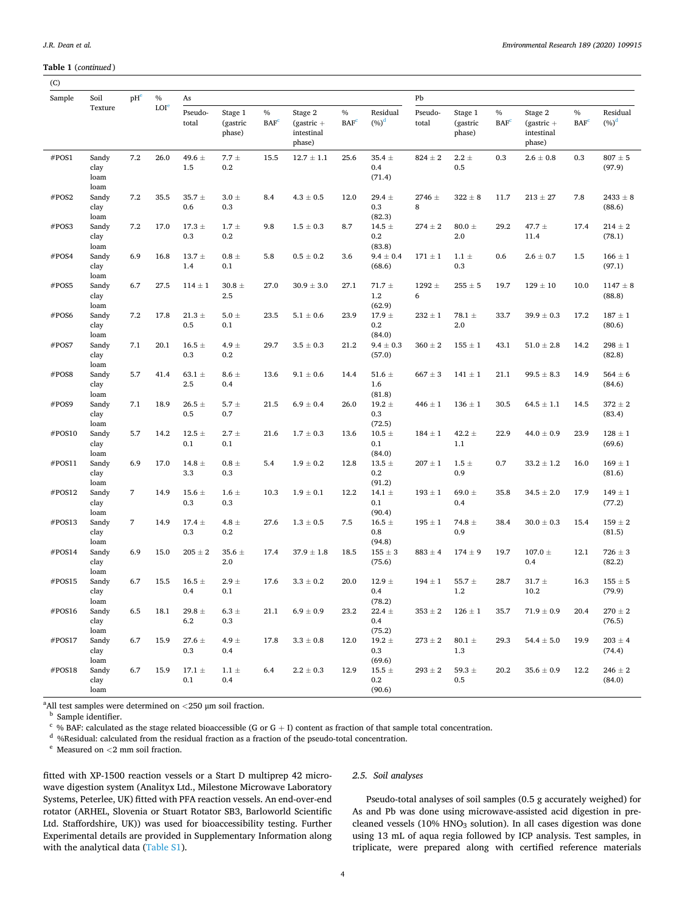**Table 1** (*continued*)

(C)

| Sample | Soil Texture | pH[e] | % LOI[e] | As | | | | | | Pb | | | | | |
|---|---|---|---|---|---|---|---|---|---|---|---|---|---|---|---|
| | | | | Pseudo-total | Stage 1 (gastric phase) | % BAF[c] | Stage 2 (gastric + intestinal phase) | % BAF[c] | Residual (%)[d] | Pseudo-total | Stage 1 (gastric phase) | % BAF[c] | Stage 2 (gastric + intestinal phase) | % BAF[c] | Residual (%)[d] |
| #POS1 | Sandy clay loam loam | 7.2 | 26.0 | 49.6 ± 1.5 | 7.7 ± 0.2 | 15.5 | 12.7 ± 1.1 | 25.6 | 35.4 ± 0.4 (71.4) | 824 ± 2 | 2.2 ± 0.5 | 0.3 | 2.6 ± 0.8 | 0.3 | 807 ± 5 (97.9) |
| #POS2 | Sandy clay loam | 7.2 | 35.5 | 35.7 ± 0.6 | 3.0 ± 0.3 | 8.4 | 4.3 ± 0.5 | 12.0 | 29.4 ± 0.3 (82.3) | 2746 ± 8 | 322 ± 8 | 11.7 | 213 ± 27 | 7.8 | 2433 ± 8 (88.6) |
| #POS3 | Sandy clay loam | 7.2 | 17.0 | 17.3 ± 0.3 | 1.7 ± 0.2 | 9.8 | 1.5 ± 0.3 | 8.7 | 14.5 ± 0.2 (83.8) | 274 ± 2 | 80.0 ± 2.0 | 29.2 | 47.7 ± 11.4 | 17.4 | 214 ± 2 (78.1) |
| #POS4 | Sandy clay loam | 6.9 | 16.8 | 13.7 ± 1.4 | 0.8 ± 0.1 | 5.8 | 0.5 ± 0.2 | 3.6 | 9.4 ± 0.4 (68.6) | 171 ± 1 | 1.1 ± 0.3 | 0.6 | 2.6 ± 0.7 | 1.5 | 166 ± 1 (97.1) |
| #POS5 | Sandy clay loam | 6.7 | 27.5 | 114 ± 1 | 30.8 ± 2.5 | 27.0 | 30.9 ± 3.0 | 27.1 | 71.7 ± 1.2 (62.9) | 1292 ± 6 | 255 ± 5 | 19.7 | 129 ± 10 | 10.0 | 1147 ± 8 (88.8) |
| #POS6 | Sandy clay loam | 7.2 | 17.8 | 21.3 ± 0.5 | 5.0 ± 0.1 | 23.5 | 5.1 ± 0.6 | 23.9 | 17.9 ± 0.2 (84.0) | 232 ± 1 | 78.1 ± 2.0 | 33.7 | 39.9 ± 0.3 | 17.2 | 187 ± 1 (80.6) |
| #POS7 | Sandy clay loam | 7.1 | 20.1 | 16.5 ± 0.3 | 4.9 ± 0.2 | 29.7 | 3.5 ± 0.3 | 21.2 | 9.4 ± 0.3 (57.0) | 360 ± 2 | 155 ± 1 | 43.1 | 51.0 ± 2.8 | 14.2 | 298 ± 1 (82.8) |
| #POS8 | Sandy clay loam | 5.7 | 41.4 | 63.1 ± 2.5 | 8.6 ± 0.4 | 13.6 | 9.1 ± 0.6 | 14.4 | 51.6 ± 1.6 (81.8) | 667 ± 3 | 141 ± 1 | 21.1 | 99.5 ± 8.3 | 14.9 | 564 ± 6 (84.6) |
| #POS9 | Sandy clay loam | 7.1 | 18.9 | 26.5 ± 0.5 | 5.7 ± 0.7 | 21.5 | 6.9 ± 0.4 | 26.0 | 19.2 ± 0.3 (72.5) | 446 ± 1 | 136 ± 1 | 30.5 | 64.5 ± 1.1 | 14.5 | 372 ± 2 (83.4) |
| #POS10 | Sandy clay loam | 5.7 | 14.2 | 12.5 ± 0.1 | 2.7 ± 0.1 | 21.6 | 1.7 ± 0.3 | 13.6 | 10.5 ± 0.1 (84.0) | 184 ± 1 | 42.2 ± 1.1 | 22.9 | 44.0 ± 0.9 | 23.9 | 128 ± 1 (69.6) |
| #POS11 | Sandy clay loam | 6.9 | 17.0 | 14.8 ± 3.3 | 0.8 ± 0.3 | 5.4 | 1.9 ± 0.2 | 12.8 | 13.5 ± 0.2 (91.2) | 207 ± 1 | 1.5 ± 0.9 | 0.7 | 33.2 ± 1.2 | 16.0 | 169 ± 1 (81.6) |
| #POS12 | Sandy clay loam | 7 | 14.9 | 15.6 ± 0.3 | 1.6 ± 0.3 | 10.3 | 1.9 ± 0.1 | 12.2 | 14.1 ± 0.1 (90.4) | 193 ± 1 | 69.0 ± 0.4 | 35.8 | 34.5 ± 2.0 | 17.9 | 149 ± 1 (77.2) |
| #POS13 | Sandy clay loam | 7 | 14.9 | 17.4 ± 0.3 | 4.8 ± 0.2 | 27.6 | 1.3 ± 0.5 | 7.5 | 16.5 ± 0.8 (94.8) | 195 ± 1 | 74.8 ± 0.9 | 38.4 | 30.0 ± 0.3 | 15.4 | 159 ± 2 (81.5) |
| #POS14 | Sandy clay loam | 6.9 | 15.0 | 205 ± 2 | 35.6 ± 2.0 | 17.4 | 37.9 ± 1.8 | 18.5 | 155 ± 3 (75.6) | 883 ± 4 | 174 ± 9 | 19.7 | 107.0 ± 0.4 | 12.1 | 726 ± 3 (82.2) |
| #POS15 | Sandy clay loam | 6.7 | 15.5 | 16.5 ± 0.4 | 2.9 ± 0.1 | 17.6 | 3.3 ± 0.2 | 20.0 | 12.9 ± 0.4 (78.2) | 194 ± 1 | 55.7 ± 1.2 | 28.7 | 31.7 ± 10.2 | 16.3 | 155 ± 5 (79.9) |
| #POS16 | Sandy clay loam | 6.5 | 18.1 | 29.8 ± 6.2 | 6.3 ± 0.3 | 21.1 | 6.9 ± 0.9 | 23.2 | 22.4 ± 0.4 (75.2) | 353 ± 2 | 126 ± 1 | 35.7 | 71.9 ± 0.9 | 20.4 | 270 ± 2 (76.5) |
| #POS17 | Sandy clay loam | 6.7 | 15.9 | 27.6 ± 0.3 | 4.9 ± 0.4 | 17.8 | 3.3 ± 0.8 | 12.0 | 19.2 ± 0.3 (69.6) | 273 ± 2 | 80.1 ± 1.3 | 29.3 | 54.4 ± 5.0 | 19.9 | 203 ± 4 (74.4) |
| #POS18 | Sandy clay loam | 6.7 | 15.9 | 17.1 ± 0.1 | 1.1 ± 0.4 | 6.4 | 2.2 ± 0.3 | 12.9 | 15.5 ± 0.2 (90.6) | 293 ± 2 | 59.3 ± 0.5 | 20.2 | 35.6 ± 0.9 | 12.2 | 246 ± 2 (84.0) |

[a]All test samples were determined on <250 μm soil fraction.
[b] Sample identifier.
[c] % BAF: calculated as the stage related bioaccessible (G or G + I) content as fraction of that sample total concentration.
[d] %Residual: calculated from the residual fraction as a fraction of the pseudo-total concentration.
[e] Measured on <2 mm soil fraction.

fitted with XP-1500 reaction vessels or a Start D multiprep 42 microwave digestion system (Analityx Ltd., Milestone Microwave Laboratory Systems, Peterlee, UK) fitted with PFA reaction vessels. An end-over-end rotator (ARHEL, Slovenia or Stuart Rotator SB3, Barloworld Scientific Ltd. Staffordshire, UK)) was used for bioaccessibility testing. Further Experimental details are provided in Supplementary Information along with the analytical data (Table S1).

### 2.5. Soil analyses

Pseudo-total analyses of soil samples (0.5 g accurately weighed) for As and Pb was done using microwave-assisted acid digestion in pre-cleaned vessels (10% $HNO_3$ solution). In all cases digestion was done using 13 mL of aqua regia followed by ICP analysis. Test samples, in triplicate, were prepared along with certified reference materials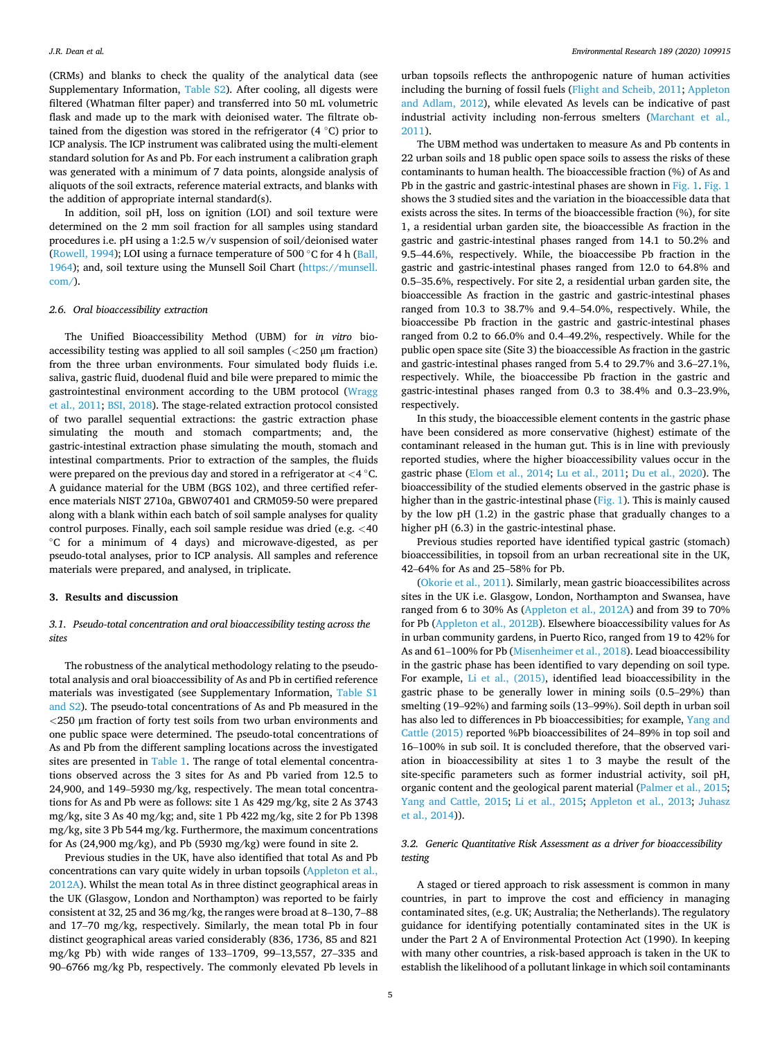(CRMs) and blanks to check the quality of the analytical data (see Supplementary Information, Table S2). After cooling, all digests were filtered (Whatman filter paper) and transferred into 50 mL volumetric flask and made up to the mark with deionised water. The filtrate obtained from the digestion was stored in the refrigerator (4 °C) prior to ICP analysis. The ICP instrument was calibrated using the multi-element standard solution for As and Pb. For each instrument a calibration graph was generated with a minimum of 7 data points, alongside analysis of aliquots of the soil extracts, reference material extracts, and blanks with the addition of appropriate internal standard(s).

In addition, soil pH, loss on ignition (LOI) and soil texture were determined on the 2 mm soil fraction for all samples using standard procedures i.e. pH using a 1:2.5 w/v suspension of soil/deionised water (Rowell, 1994); LOI using a furnace temperature of 500 °C for 4 h (Ball, 1964); and, soil texture using the Munsell Soil Chart (https://munsell.com/).

### 2.6. Oral bioaccessibility extraction

The Unified Bioaccessibility Method (UBM) for *in vitro* bioaccessibility testing was applied to all soil samples (<250 μm fraction) from the three urban environments. Four simulated body fluids i.e. saliva, gastric fluid, duodenal fluid and bile were prepared to mimic the gastrointestinal environment according to the UBM protocol (Wragg et al., 2011; BSI, 2018). The stage-related extraction protocol consisted of two parallel sequential extractions: the gastric extraction phase simulating the mouth and stomach compartments; and, the gastric-intestinal extraction phase simulating the mouth, stomach and intestinal compartments. Prior to extraction of the samples, the fluids were prepared on the previous day and stored in a refrigerator at <4 °C. A guidance material for the UBM (BGS 102), and three certified reference materials NIST 2710a, GBW07401 and CRM059-50 were prepared along with a blank within each batch of soil sample analyses for quality control purposes. Finally, each soil sample residue was dried (e.g. <40 °C for a minimum of 4 days) and microwave-digested, as per pseudo-total analyses, prior to ICP analysis. All samples and reference materials were prepared, and analysed, in triplicate.

## 3. Results and discussion

### 3.1. Pseudo-total concentration and oral bioaccessibility testing across the sites

The robustness of the analytical methodology relating to the pseudo-total analysis and oral bioaccessibility of As and Pb in certified reference materials was investigated (see Supplementary Information, Table S1 and S2). The pseudo-total concentrations of As and Pb measured in the <250 μm fraction of forty test soils from two urban environments and one public space were determined. The pseudo-total concentrations of As and Pb from the different sampling locations across the investigated sites are presented in Table 1. The range of total elemental concentrations observed across the 3 sites for As and Pb varied from 12.5 to 24,900, and 149–5930 mg/kg, respectively. The mean total concentrations for As and Pb were as follows: site 1 As 429 mg/kg, site 2 As 3743 mg/kg, site 3 As 40 mg/kg; and, site 1 Pb 422 mg/kg, site 2 for Pb 1398 mg/kg, site 3 Pb 544 mg/kg. Furthermore, the maximum concentrations for As (24,900 mg/kg), and Pb (5930 mg/kg) were found in site 2.

Previous studies in the UK, have also identified that total As and Pb concentrations can vary quite widely in urban topsoils (Appleton et al., 2012A). Whilst the mean total As in three distinct geographical areas in the UK (Glasgow, London and Northampton) was reported to be fairly consistent at 32, 25 and 36 mg/kg, the ranges were broad at 8–130, 7–88 and 17–70 mg/kg, respectively. Similarly, the mean total Pb in four distinct geographical areas varied considerably (836, 1736, 85 and 821 mg/kg Pb) with wide ranges of 133–1709, 99–13,557, 27–335 and 90–6766 mg/kg Pb, respectively. The commonly elevated Pb levels in urban topsoils reflects the anthropogenic nature of human activities including the burning of fossil fuels (Flight and Scheib, 2011; Appleton and Adlam, 2012), while elevated As levels can be indicative of past industrial activity including non-ferrous smelters (Marchant et al., 2011).

The UBM method was undertaken to measure As and Pb contents in 22 urban soils and 18 public open space soils to assess the risks of these contaminants to human health. The bioaccessible fraction (%) of As and Pb in the gastric and gastric-intestinal phases are shown in Fig. 1. Fig. 1 shows the 3 studied sites and the variation in the bioaccessible data that exists across the sites. In terms of the bioaccessible fraction (%), for site 1, a residential urban garden site, the bioaccessible As fraction in the gastric and gastric-intestinal phases ranged from 14.1 to 50.2% and 9.5–44.6%, respectively. While, the bioaccessibe Pb fraction in the gastric and gastric-intestinal phases ranged from 12.0 to 64.8% and 0.5–35.6%, respectively. For site 2, a residential urban garden site, the bioaccessible As fraction in the gastric and gastric-intestinal phases ranged from 10.3 to 38.7% and 9.4–54.0%, respectively. While, the bioaccessibe Pb fraction in the gastric and gastric-intestinal phases ranged from 0.2 to 66.0% and 0.4–49.2%, respectively. While for the public open space site (Site 3) the bioaccessible As fraction in the gastric and gastric-intestinal phases ranged from 5.4 to 29.7% and 3.6–27.1%, respectively. While, the bioaccessibe Pb fraction in the gastric and gastric-intestinal phases ranged from 0.3 to 38.4% and 0.3–23.9%, respectively.

In this study, the bioaccessible element contents in the gastric phase have been considered as more conservative (highest) estimate of the contaminant released in the human gut. This is in line with previously reported studies, where the higher bioaccessibility values occur in the gastric phase (Elom et al., 2014; Lu et al., 2011; Du et al., 2020). The bioaccessibility of the studied elements observed in the gastric phase is higher than in the gastric-intestinal phase (Fig. 1). This is mainly caused by the low pH (1.2) in the gastric phase that gradually changes to a higher pH (6.3) in the gastric-intestinal phase.

Previous studies reported have identified typical gastric (stomach) bioaccessibilities, in topsoil from an urban recreational site in the UK, 42–64% for As and 25–58% for Pb.

(Okorie et al., 2011). Similarly, mean gastric bioaccessibilites across sites in the UK i.e. Glasgow, London, Northampton and Swansea, have ranged from 6 to 30% As (Appleton et al., 2012A) and from 39 to 70% for Pb (Appleton et al., 2012B). Elsewhere bioaccessibility values for As in urban community gardens, in Puerto Rico, ranged from 19 to 42% for As and 61–100% for Pb (Misenheimer et al., 2018). Lead bioaccessibility in the gastric phase has been identified to vary depending on soil type. For example, Li et al., (2015), identified lead bioaccessibility in the gastric phase to be generally lower in mining soils (0.5–29%) than smelting (19–92%) and farming soils (13–99%). Soil depth in urban soil has also led to differences in Pb bioaccessibilities; for example, Yang and Cattle (2015) reported %Pb bioaccessibilites of 24–89% in top soil and 16–100% in sub soil. It is concluded therefore, that the observed variation in bioaccessibility at sites 1 to 3 maybe the result of the site-specific parameters such as former industrial activity, soil pH, organic content and the geological parent material (Palmer et al., 2015; Yang and Cattle, 2015; Li et al., 2015; Appleton et al., 2013; Juhasz et al., 2014)).

### 3.2. Generic Quantitative Risk Assessment as a driver for bioaccessibility testing

A staged or tiered approach to risk assessment is common in many countries, in part to improve the cost and efficiency in managing contaminated sites, (e.g. UK; Australia; the Netherlands). The regulatory guidance for identifying potentially contaminated sites in the UK is under the Part 2 A of Environmental Protection Act (1990). In keeping with many other countries, a risk-based approach is taken in the UK to establish the likelihood of a pollutant linkage in which soil contaminants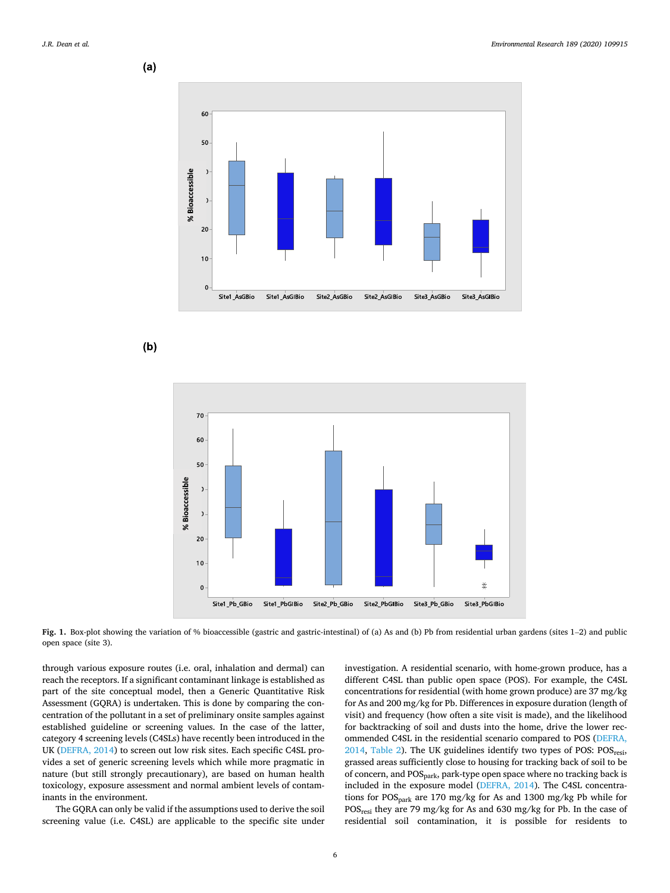**Fig. 1.** Box-plot showing the variation of % bioaccessible (gastric and gastric-intestinal) of (a) As and (b) Pb from residential urban gardens (sites 1–2) and public open space (site 3).

through various exposure routes (i.e. oral, inhalation and dermal) can reach the receptors. If a significant contaminant linkage is established as part of the site conceptual model, then a Generic Quantitative Risk Assessment (GQRA) is undertaken. This is done by comparing the concentration of the pollutant in a set of preliminary onsite samples against established guideline or screening values. In the case of the latter, category 4 screening levels (C4SLs) have recently been introduced in the UK (DEFRA, 2014) to screen out low risk sites. Each specific C4SL provides a set of generic screening levels which while more pragmatic in nature (but still strongly precautionary), are based on human health toxicology, exposure assessment and normal ambient levels of contaminants in the environment.

The GQRA can only be valid if the assumptions used to derive the soil screening value (i.e. C4SL) are applicable to the specific site under investigation. A residential scenario, with home-grown produce, has a different C4SL than public open space (POS). For example, the C4SL concentrations for residential (with home grown produce) are 37 mg/kg for As and 200 mg/kg for Pb. Differences in exposure duration (length of visit) and frequency (how often a site visit is made), and the likelihood for backtracking of soil and dusts into the home, drive the lower recommended C4SL in the residential scenario compared to POS (DEFRA, 2014, Table 2). The UK guidelines identify two types of POS: $POS_{resi}$, grassed areas sufficiently close to housing for tracking back of soil to be of concern, and $POS_{park}$, park-type open space where no tracking back is included in the exposure model (DEFRA, 2014). The C4SL concentrations for $POS_{park}$ are 170 mg/kg for As and 1300 mg/kg Pb while for $POS_{resi}$ they are 79 mg/kg for As and 630 mg/kg for Pb. In the case of residential soil contamination, it is possible for residents to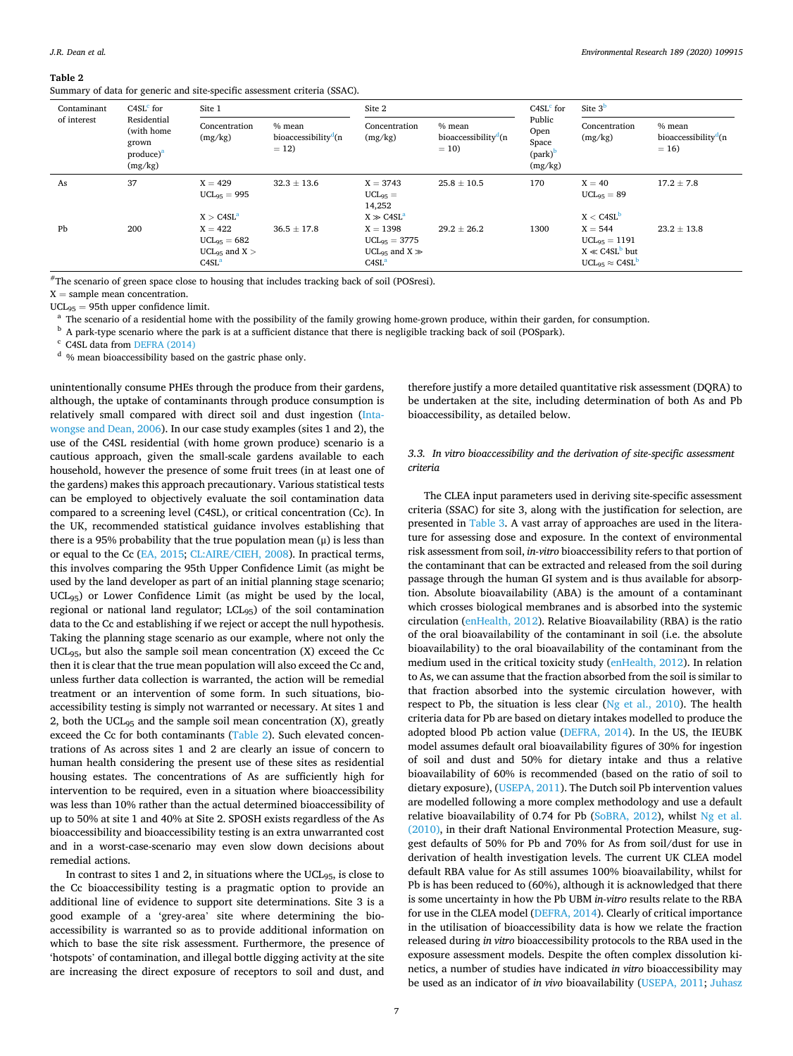**Table 2**
Summary of data for generic and site-specific assessment criteria (SSAC).

| Contaminant of interest | C4SL[c] for Residential (with home grown produce)[a] (mg/kg) | Site 1 | | Site 2 | | C4SL[c] for Public Open Space (park)[b] (mg/kg) | Site 3[b] | |
|---|---|---|---|---|---|---|---|---|
| | | Concentration (mg/kg) | % mean bioaccessibility[d] (n = 12) | Concentration (mg/kg) | % mean bioaccessibility[d] (n = 10) | | Concentration (mg/kg) | % mean bioaccessibility[d] (n = 16) |
| As | 37 | X = 429 $UCL_{95}$ = 995 X > C4SL[a] | 32.3 ± 13.6 | X = 3743 $UCL_{95}$ = 14,252 X ≫ C4SL[a] | 25.8 ± 10.5 | 170 | X = 40 $UCL_{95}$ = 89 X < C4SL[b] | 17.2 ± 7.8 |
| Pb | 200 | X = 422 $UCL_{95}$ = 682 $UCL_{95}$ and X > C4SL[a] | 36.5 ± 17.8 | X = 1398 $UCL_{95}$ = 3775 $UCL_{95}$ and X ≫ C4SL[a] | 29.2 ± 26.2 | 1300 | X = 544 $UCL_{95}$ = 1191 X ≪ C4SL[b] but $UCL_{95}$ ≈ C4SL[b] | 23.2 ± 13.8 |

[#]The scenario of green space close to housing that includes tracking back of soil (POSresi).
X = sample mean concentration.
$UCL_{95}$ = 95th upper confidence limit.
[a] The scenario of a residential home with the possibility of the family growing home-grown produce, within their garden, for consumption.
[b] A park-type scenario where the park is at a sufficient distance that there is negligible tracking back of soil (POSpark).
[c] C4SL data from DEFRA (2014)
[d] % mean bioaccessibility based on the gastric phase only.

unintentionally consume PHEs through the produce from their gardens, although, the uptake of contaminants through produce consumption is relatively small compared with direct soil and dust ingestion (Intawongse and Dean, 2006). In our case study examples (sites 1 and 2), the use of the C4SL residential (with home grown produce) scenario is a cautious approach, given the small-scale gardens available to each household, however the presence of some fruit trees (in at least one of the gardens) makes this approach precautionary. Various statistical tests can be employed to objectively evaluate the soil contamination data compared to a screening level (C4SL), or critical concentration (Cc). In the UK, recommended statistical guidance involves establishing that there is a 95% probability that the true population mean (μ) is less than or equal to the Cc (EA, 2015; CL:AIRE/CIEH, 2008). In practical terms, this involves comparing the 95th Upper Confidence Limit (as might be used by the land developer as part of an initial planning stage scenario; $UCL_{95}$) or Lower Confidence Limit (as might be used by the local, regional or national land regulator; $LCL_{95}$) of the soil contamination data to the Cc and establishing if we reject or accept the null hypothesis. Taking the planning stage scenario as our example, where not only the $UCL_{95}$, but also the sample soil mean concentration (X) exceed the Cc then it is clear that the true mean population will also exceed the Cc and, unless further data collection is warranted, the action will be remedial treatment or an intervention of some form. In such situations, bioaccessibility testing is simply not warranted or necessary. At sites 1 and 2, both the $UCL_{95}$ and the sample soil mean concentration (X), greatly exceed the Cc for both contaminants (Table 2). Such elevated concentrations of As across sites 1 and 2 are clearly an issue of concern to human health considering the present use of these sites as residential housing estates. The concentrations of As are sufficiently high for intervention to be required, even in a situation where bioaccessibility was less than 10% rather than the actual determined bioaccessibility of up to 50% at site 1 and 40% at Site 2. SPOSH exists regardless of the As bioaccessibility and bioaccessibility testing is an extra unwarranted cost and in a worst-case-scenario may even slow down decisions about remedial actions.

In contrast to sites 1 and 2, in situations where the $UCL_{95}$ is close to the Cc bioaccessibility testing is a pragmatic option to provide an additional line of evidence to support site determinations. Site 3 is a good example of a 'grey-area' site where determining the bioaccessibility is warranted so as to provide additional information on which to base the site risk assessment. Furthermore, the presence of 'hotspots' of contamination, and illegal bottle digging activity at the site are increasing the direct exposure of receptors to soil and dust, and therefore justify a more detailed quantitative risk assessment (DQRA) to be undertaken at the site, including determination of both As and Pb bioaccessibility, as detailed below.

### 3.3. *In vitro bioaccessibility and the derivation of site-specific assessment criteria*

The CLEA input parameters used in deriving site-specific assessment criteria (SSAC) for site 3, along with the justification for selection, are presented in Table 3. A vast array of approaches are used in the literature for assessing dose and exposure. In the context of environmental risk assessment from soil, *in-vitro* bioaccessibility refers to that portion of the contaminant that can be extracted and released from the soil during passage through the human GI system and is thus available for absorption. Absolute bioavailability (ABA) is the amount of a contaminant which crosses biological membranes and is absorbed into the systemic circulation (enHealth, 2012). Relative Bioavailability (RBA) is the ratio of the oral bioavailability of the contaminant in soil (i.e. the absolute bioavailability) to the oral bioavailability of the contaminant from the medium used in the critical toxicity study (enHealth, 2012). In relation to As, we can assume that the fraction absorbed from the soil is similar to that fraction absorbed into the systemic circulation however, with respect to Pb, the situation is less clear (Ng et al., 2010). The health criteria data for Pb are based on dietary intakes modelled to produce the adopted blood Pb action value (DEFRA, 2014). In the US, the IEUBK model assumes default oral bioavailability figures of 30% for ingestion of soil and dust and 50% for dietary intake and thus a relative bioavailability of 60% is recommended (based on the ratio of soil to dietary exposure), (USEPA, 2011). The Dutch soil Pb intervention values are modelled following a more complex methodology and use a default relative bioavailability of 0.74 for Pb (SoBRA, 2012), whilst Ng et al. (2010), in their draft National Environmental Protection Measure, suggest defaults of 50% for Pb and 70% for As from soil/dust for use in derivation of health investigation levels. The current UK CLEA model default RBA value for As still assumes 100% bioavailability, whilst for Pb is has been reduced to (60%), although it is acknowledged that there is some uncertainty in how the Pb UBM *in-vitro* results relate to the RBA for use in the CLEA model (DEFRA, 2014). Clearly of critical importance in the utilisation of bioaccessibility data is how we relate the fraction released during *in vitro* bioaccessibility protocols to the RBA used in the exposure assessment models. Despite the often complex dissolution kinetics, a number of studies have indicated *in vitro* bioaccessibility may be used as an indicator of *in vivo* bioavailability (USEPA, 2011; Juhasz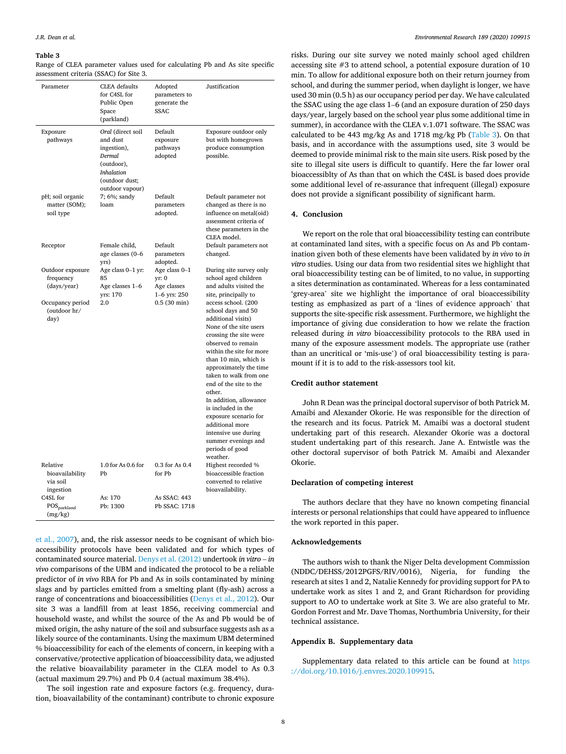**Table 3**
Range of CLEA parameter values used for calculating Pb and As site specific assessment criteria (SSAC) for Site 3.

| Parameter | CLEA defaults for C4SL for Public Open Space (parkland) | Adopted parameters to generate the SSAC | Justification |
|---|---|---|---|
| Exposure pathways | *Oral* (direct soil and dust ingestion), *Dermal* (outdoor), *Inhalation* (outdoor dust; outdoor vapour) | Default exposure pathways adopted | Exposure outdoor only but with homegrown produce consumption possible. |
| pH; soil organic matter (SOM); soil type | 7; 6%; sandy loam | Default parameters adopted. | Default parameter not changed as there is no influence on metal(oid) assessment criteria of these parameters in the CLEA model. |
| Receptor | Female child, age classes (0–6 yrs) | Default parameters adopted. | Default parameters not changed. |
| Outdoor exposure frequency (days/year) | Age class 0–1 yr: 85 Age classes 1–6 yrs: 170 | Age class 0–1 yr: 0 Age classes 1–6 yrs: 250 | During site survey only school aged children and adults visited the site, principally to access school. (200 school days and 50 additional visits) None of the site users crossing the site were observed to remain within the site for more than 10 min, which is approximately the time taken to walk from one end of the site to the other. In addition, allowance is included in the exposure scenario for additional more intensive use during summer evenings and periods of good weather. |
| Occupancy period (outdoor hr/day) | 2.0 | 0.5 (30 min) | |
| Relative bioavailability via soil ingestion | 1.0 for As 0.6 for Pb | 0.3 for As 0.4 for Pb | Highest recorded % bioaccessible fraction converted to relative bioavailability. |
| C4SL for $POS_{parkland}$ (mg/kg) | As: 170 Pb: 1300 | As SSAC: 443 Pb SSAC: 1718 | |

et al., 2007), and, the risk assessor needs to be cognisant of which bioaccessibility protocols have been validated and for which types of contaminated source material. Denys et al. (2012) undertook *in vitro* – *in vivo* comparisons of the UBM and indicated the protocol to be a reliable predictor of *in vivo* RBA for Pb and As in soils contaminated by mining slags and by particles emitted from a smelting plant (fly-ash) across a range of concentrations and bioaccessibilities (Denys et al., 2012). Our site 3 was a landfill from at least 1856, receiving commercial and household waste, and whilst the source of the As and Pb would be of mixed origin, the ashy nature of the soil and subsurface suggests ash as a likely source of the contaminants. Using the maximum UBM determined % bioaccessibility for each of the elements of concern, in keeping with a conservative/protective application of bioaccessibility data, we adjusted the relative bioavailability parameter in the CLEA model to As 0.3 (actual maximum 29.7%) and Pb 0.4 (actual maximum 38.4%).

The soil ingestion rate and exposure factors (e.g. frequency, duration, bioavailability of the contaminant) contribute to chronic exposure risks. During our site survey we noted mainly school aged children accessing site #3 to attend school, a potential exposure duration of 10 min. To allow for additional exposure both on their return journey from school, and during the summer period, when daylight is longer, we have used 30 min (0.5 h) as our occupancy period per day. We have calculated the SSAC using the age class 1–6 (and an exposure duration of 250 days days/year, largely based on the school year plus some additional time in summer), in accordance with the CLEA v.1.071 software. The SSAC was calculated to be 443 mg/kg As and 1718 mg/kg Pb (Table 3). On that basis, and in accordance with the assumptions used, site 3 would be deemed to provide minimal risk to the main site users. Risk posed by the site to illegal site users is difficult to quantify. Here the far lower oral bioaccessiblty of As than that on which the C4SL is based does provide some additional level of re-assurance that infrequent (illegal) exposure does not provide a significant possibility of significant harm.

## 4. Conclusion

We report on the role that oral bioaccessibility testing can contribute at contaminated land sites, with a specific focus on As and Pb contamination given both of these elements have been validated by *in vivo* to *in vitro* studies. Using our data from two residential sites we highlight that oral bioaccessibility testing can be of limited, to no value, in supporting a sites determination as contaminated. Whereas for a less contaminated 'grey-area' site we highlight the importance of oral bioaccessibility testing as emphasized as part of a 'lines of evidence approach' that supports the site-specific risk assessment. Furthermore, we highlight the importance of giving due consideration to how we relate the fraction released during *in vitro* bioaccessibility protocols to the RBA used in many of the exposure assessment models. The appropriate use (rather than an uncritical or 'mis-use') of oral bioaccessibility testing is paramount if it is to add to the risk-assessors tool kit.

## Credit author statement

John R Dean was the principal doctoral supervisor of both Patrick M. Amaibi and Alexander Okorie. He was responsible for the direction of the research and its focus. Patrick M. Amaibi was a doctoral student undertaking part of this research. Alexander Okorie was a doctoral student undertaking part of this research. Jane A. Entwistle was the other doctoral supervisor of both Patrick M. Amaibi and Alexander Okorie.

## Declaration of competing interest

The authors declare that they have no known competing financial interests or personal relationships that could have appeared to influence the work reported in this paper.

## Acknowledgements

The authors wish to thank the Niger Delta development Commission (NDDC/DEHSS/2012PGFS/RIV/0016), Nigeria, for funding the research at sites 1 and 2, Natalie Kennedy for providing support for PA to undertake work as sites 1 and 2, and Grant Richardson for providing support to AO to undertake work at Site 3. We are also grateful to Mr. Gordon Forrest and Mr. Dave Thomas, Northumbria University, for their technical assistance.

## Appendix B. Supplementary data

Supplementary data related to this article can be found at https://doi.org/10.1016/j.envres.2020.109915.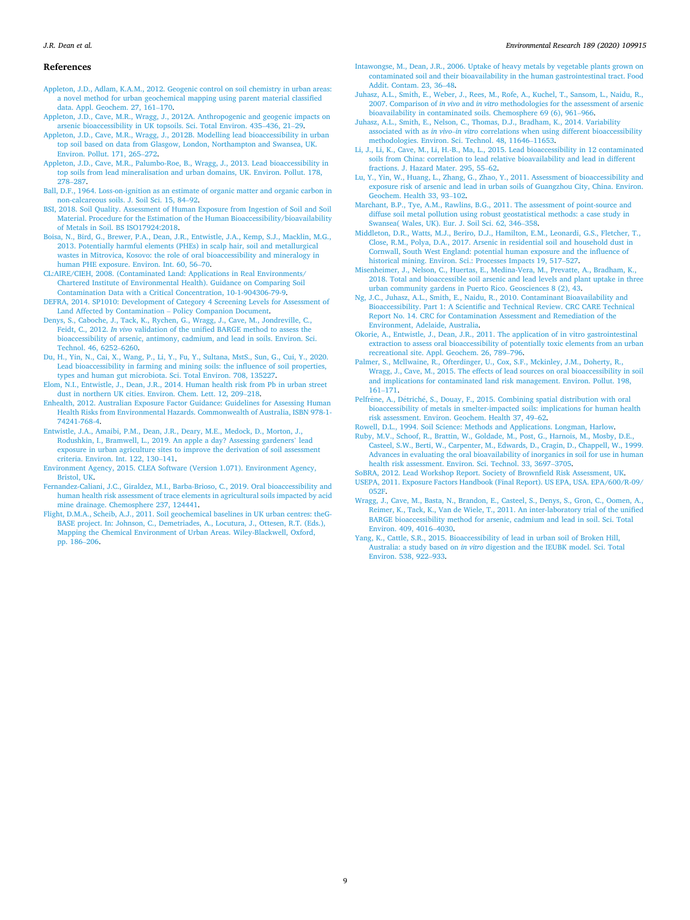## References

Appleton, J.D., Adlam, K.A.M., 2012. Geogenic control on soil chemistry in urban areas: a novel method for urban geochemical mapping using parent material classified data. Appl. Geochem. 27, 161–170.

Appleton, J.D., Cave, M.R., Wragg, J., 2012A. Anthropogenic and geogenic impacts on arsenic bioaccessibility in UK topsoils. Sci. Total Environ. 435–436, 21–29.

Appleton, J.D., Cave, M.R., Wragg, J., 2012B. Modelling lead bioaccessibility in urban top soil based on data from Glasgow, London, Northampton and Swansea, UK. Environ. Pollut. 171, 265–272.

Appleton, J.D., Cave, M.R., Palumbo-Roe, B., Wragg, J., 2013. Lead bioaccessibility in top soils from lead mineralisation and urban domains, UK. Environ. Pollut. 178, 278–287.

Ball, D.F., 1964. Loss-on-ignition as an estimate of organic matter and organic carbon in non-calcareous soils. J. Soil Sci. 15, 84–92.

BSI, 2018. Soil Quality. Assessment of Human Exposure from Ingestion of Soil and Soil Material. Procedure for the Estimation of the Human Bioaccessibility/bioavailability of Metals in Soil. BS ISO17924:2018.

Boisa, N., Bird, G., Brewer, P.A., Dean, J.R., Entwistle, J.A., Kemp, S.J., Macklin, M.G., 2013. Potentially harmful elements (PHEs) in scalp hair, soil and metallurgical wastes in Mitrovica, Kosovo: the role of oral bioaccessibility and mineralogy in human PHE exposure. Environ. Int. 60, 56–70.

CL:AIRE/CIEH, 2008. (Contaminated Land: Applications in Real Environments/ Chartered Institute of Environmental Health). Guidance on Comparing Soil Contamination Data with a Critical Concentration, 10-1-904306-79-9.

DEFRA, 2014. SP1010: Development of Category 4 Screening Levels for Assessment of Land Affected by Contamination – Policy Companion Document.

Denys, S., Caboche, J., Tack, K., Rychen, G., Wragg, J., Cave, M., Jondreville, C., Feidt, C., 2012. *In vivo* validation of the unified BARGE method to assess the bioaccessibility of arsenic, antimony, cadmium, and lead in soils. Environ. Sci. Technol. 46, 6252–6260.

Du, H., Yin, N., Cai, X., Wang, P., Li, Y., Fu, Y., Sultana, MstS., Sun, G., Cui, Y., 2020. Lead bioaccessibility in farming and mining soils: the influence of soil properties, types and human gut microbiota. Sci. Total Environ. 708, 135227.

Elom, N.I., Entwistle, J., Dean, J.R., 2014. Human health risk from Pb in urban street dust in northern UK cities. Environ. Chem. Lett. 12, 209–218.

Enhealth, 2012. Australian Exposure Factor Guidance: Guidelines for Assessing Human Health Risks from Environmental Hazards. Commonwealth of Australia, ISBN 978-1-74241-768-4.

Entwistle, J.A., Amaibi, P.M., Dean, J.R., Deary, M.E., Medock, D., Morton, J., Rodushkin, I., Bramwell, L., 2019. An apple a day? Assessing gardeners' lead exposure in urban agriculture sites to improve the derivation of soil assessment criteria. Environ. Int. 122, 130–141.

Environment Agency, 2015. CLEA Software (Version 1.071). Environment Agency, Bristol, UK.

Fernandez-Caliani, J.C., Giraldez, M.I., Barba-Brioso, C., 2019. Oral bioaccessibility and human health risk assessment of trace elements in agricultural soils impacted by acid mine drainage. Chemosphere 237, 124441.

Flight, D.M.A., Scheib, A.J., 2011. Soil geochemical baselines in UK urban centres: theG-BASE project. In: Johnson, C., Demetriades, A., Locutura, J., Ottesen, R.T. (Eds.), Mapping the Chemical Environment of Urban Areas. Wiley-Blackwell, Oxford, pp. 186–206.

Intawongse, M., Dean, J.R., 2006. Uptake of heavy metals by vegetable plants grown on contaminated soil and their bioavailability in the human gastrointestinal tract. Food Addit. Contam. 23, 36–48.

Juhasz, A.L., Smith, E., Weber, J., Rees, M., Rofe, A., Kuchel, T., Sansom, L., Naidu, R., 2007. Comparison of *in vivo* and *in vitro* methodologies for the assessment of arsenic bioavailability in contaminated soils. Chemosphere 69 (6), 961–966.

Juhasz, A.L., Smith, E., Nelson, C., Thomas, D.J., Bradham, K., 2014. Variability associated with as *in vivo–in vitro* correlations when using different bioaccessibility methodologies. Environ. Sci. Technol. 48, 11646–11653.

Li, J., Li, K., Cave, M., Li, H.-B., Ma, L., 2015. Lead bioaccessibility in 12 contaminated soils from China: correlation to lead relative bioavailability and lead in different fractions. J. Hazard Mater. 295, 55–62.

Lu, Y., Yin, W., Huang, L., Zhang, G., Zhao, Y., 2011. Assessment of bioaccessibility and exposure risk of arsenic and lead in urban soils of Guangzhou City, China. Environ. Geochem. Health 33, 93–102.

Marchant, B.P., Tye, A.M., Rawlins, B.G., 2011. The assessment of point-source and diffuse soil metal pollution using robust geostatistical methods: a case study in Swansea( Wales, UK). Eur. J. Soil Sci. 62, 346–358.

Middleton, D.R., Watts, M.J., Beriro, D.J., Hamilton, E.M., Leonardi, G.S., Fletcher, T., Close, R.M., Polya, D.A., 2017. Arsenic in residential soil and household dust in Cornwall, South West England: potential human exposure and the influence of historical mining. Environ. Sci.: Processes Impacts 19, 517–527.

Misenheimer, J., Nelson, C., Huertas, E., Medina-Vera, M., Prevatte, A., Bradham, K., 2018. Total and bioaccessible soil arsenic and lead levels and plant uptake in three urban community gardens in Puerto Rico. Geosciences 8 (2), 43.

Ng, J.C., Juhasz, A.L., Smith, E., Naidu, R., 2010. Contaminant Bioavailability and Bioaccessibility. Part 1: A Scientific and Technical Review. CRC CARE Technical Report No. 14. CRC for Contamination Assessment and Remediation of the Environment, Adelaide, Australia.

Okorie, A., Entwistle, J., Dean, J.R., 2011. The application of in vitro gastrointestinal extraction to assess oral bioaccessibility of potentially toxic elements from an urban recreational site. Appl. Geochem. 26, 789–796.

Palmer, S., McIlwaine, R., Ofterdinger, U., Cox, S.F., Mckinley, J.M., Doherty, R., Wragg, J., Cave, M., 2015. The effects of lead sources on oral bioaccessibility in soil and implications for contaminated land risk management. Environ. Pollut. 198, 161–171.

Pelfrêne, A., Détriché, S., Douay, F., 2015. Combining spatial distribution with oral bioaccessibility of metals in smelter-impacted soils: implications for human health risk assessment. Environ. Geochem. Health 37, 49–62.

Rowell, D.L., 1994. Soil Science: Methods and Applications. Longman, Harlow.

Ruby, M.V., Schoof, R., Brattin, W., Goldade, M., Post, G., Harnois, M., Mosby, D.E., Casteel, S.W., Berti, W., Carpenter, M., Edwards, D., Cragin, D., Chappell, W., 1999. Advances in evaluating the oral bioavailability of inorganics in soil for use in human health risk assessment. Environ. Sci. Technol. 33, 3697–3705.

SoBRA, 2012. Lead Workshop Report. Society of Brownfield Risk Assessment, UK.

USEPA, 2011. Exposure Factors Handbook (Final Report). US EPA, USA. EPA/600/R-09/052F.

Wragg, J., Cave, M., Basta, N., Brandon, E., Casteel, S., Denys, S., Gron, C., Oomen, A., Reimer, K., Tack, K., Van de Wiele, T., 2011. An inter-laboratory trial of the unified BARGE bioaccessibility method for arsenic, cadmium and lead in soil. Sci. Total Environ. 409, 4016–4030.

Yang, K., Cattle, S.R., 2015. Bioaccessibility of lead in urban soil of Broken Hill, Australia: a study based on *in vitro* digestion and the IEUBK model. Sci. Total Environ. 538, 922–933.